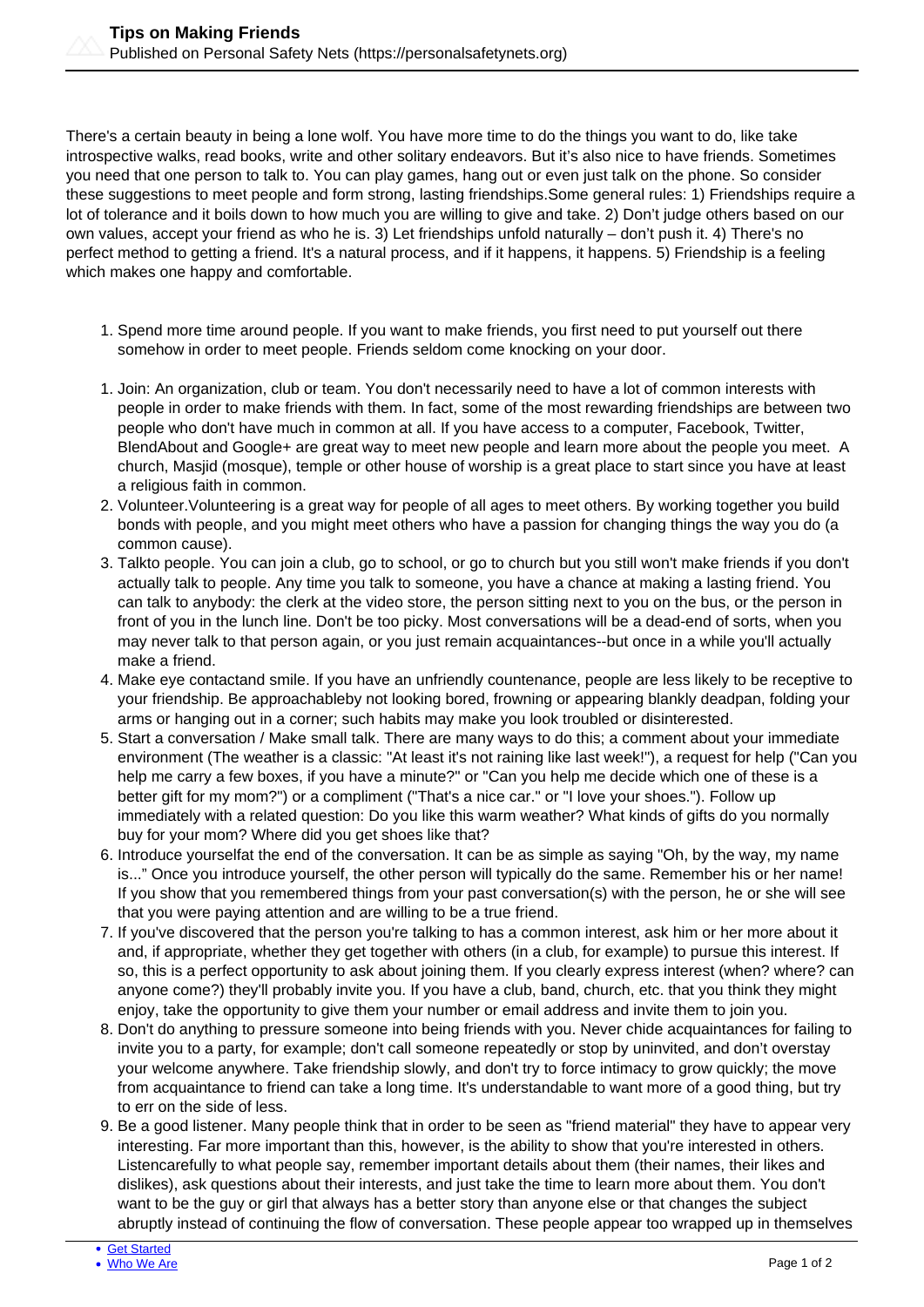# Tips on Making Friends

Published on Personal Safety Nets (https://personalsafetynets.org)

There's a certain beauty in being a lone wolf. You have more time to do the things you want to do, like take introspective walks, read books, write and other solitary endeavors. But it's also nice to have friends. Sometimes you need that one person to talk to. You can play games, hang out or even just talk on the phone. So consider these suggestions to meet people and form strong, lasting friendships.Some general rules: 1) Friendships require a lot of tolerance and it boils down to how much you are willing to give and take. 2) Don't judge others based on our own values, accept your friend as who he is. 3) Let friendships unfold naturally – don't push it. 4) There's no perfect method to getting a friend. It's a natural process, and if it happens, it happens. 5) Friendship is a feeling which makes one happy and comfortable.

1. Spend more time around people. If you want to make friends, you first need to put yourself out there somehow in order to meet people. Friends seldom come knocking on your door.

1. Join: An organization, club or team. You don't necessarily need to have a lot of common interests with people in order to make friends with them. In fact, some of the most rewarding friendships are between two people who don't have much in common at all. If you have access to a computer, Facebook, Twitter, BlendAbout and Google+ are great way to meet new people and learn more about the people you meet. A church, Masjid (mosque), temple or other house of worship is a great place to start since you have at least a religious faith in common.
2. Volunteer.Volunteering is a great way for people of all ages to meet others. By working together you build bonds with people, and you might meet others who have a passion for changing things the way you do (a common cause).
3. Talkto people. You can join a club, go to school, or go to church but you still won't make friends if you don't actually talk to people. Any time you talk to someone, you have a chance at making a lasting friend. You can talk to anybody: the clerk at the video store, the person sitting next to you on the bus, or the person in front of you in the lunch line. Don't be too picky. Most conversations will be a dead-end of sorts, when you may never talk to that person again, or you just remain acquaintances--but once in a while you'll actually make a friend.
4. Make eye contactand smile. If you have an unfriendly countenance, people are less likely to be receptive to your friendship. Be approachableby not looking bored, frowning or appearing blankly deadpan, folding your arms or hanging out in a corner; such habits may make you look troubled or disinterested.
5. Start a conversation / Make small talk. There are many ways to do this; a comment about your immediate environment (The weather is a classic: "At least it's not raining like last week!"), a request for help ("Can you help me carry a few boxes, if you have a minute?" or "Can you help me decide which one of these is a better gift for my mom?") or a compliment ("That's a nice car." or "I love your shoes."). Follow up immediately with a related question: Do you like this warm weather? What kinds of gifts do you normally buy for your mom? Where did you get shoes like that?
6. Introduce yourselfat the end of the conversation. It can be as simple as saying "Oh, by the way, my name is..." Once you introduce yourself, the other person will typically do the same. Remember his or her name! If you show that you remembered things from your past conversation(s) with the person, he or she will see that you were paying attention and are willing to be a true friend.
7. If you've discovered that the person you're talking to has a common interest, ask him or her more about it and, if appropriate, whether they get together with others (in a club, for example) to pursue this interest. If so, this is a perfect opportunity to ask about joining them. If you clearly express interest (when? where? can anyone come?) they'll probably invite you. If you have a club, band, church, etc. that you think they might enjoy, take the opportunity to give them your number or email address and invite them to join you.
8. Don't do anything to pressure someone into being friends with you. Never chide acquaintances for failing to invite you to a party, for example; don't call someone repeatedly or stop by uninvited, and don't overstay your welcome anywhere. Take friendship slowly, and don't try to force intimacy to grow quickly; the move from acquaintance to friend can take a long time. It's understandable to want more of a good thing, but try to err on the side of less.
9. Be a good listener. Many people think that in order to be seen as "friend material" they have to appear very interesting. Far more important than this, however, is the ability to show that you're interested in others. Listencarefully to what people say, remember important details about them (their names, their likes and dislikes), ask questions about their interests, and just take the time to learn more about them. You don't want to be the guy or girl that always has a better story than anyone else or that changes the subject abruptly instead of continuing the flow of conversation. These people appear too wrapped up in themselves

- Get Started
- Who We Are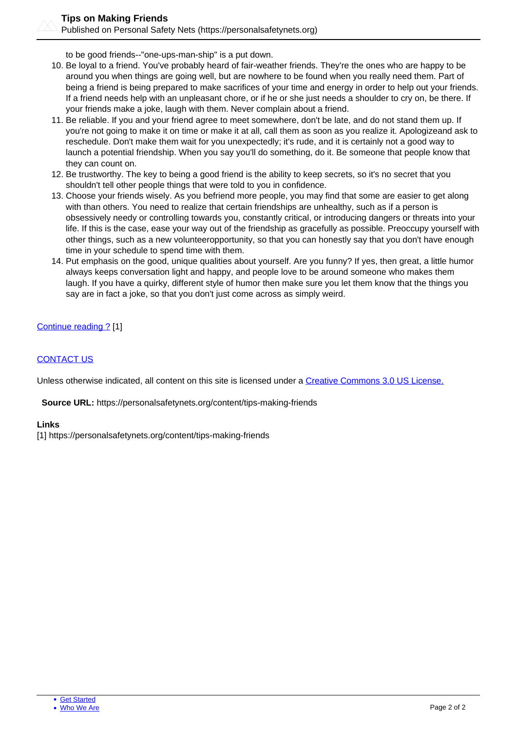to be good friends--"one-ups-man-ship" is a put down.

10. Be loyal to a friend. You've probably heard of fair-weather friends. They're the ones who are happy to be around you when things are going well, but are nowhere to be found when you really need them. Part of being a friend is being prepared to make sacrifices of your time and energy in order to help out your friends. If a friend needs help with an unpleasant chore, or if he or she just needs a shoulder to cry on, be there. If your friends make a joke, laugh with them. Never complain about a friend.
11. Be reliable. If you and your friend agree to meet somewhere, don't be late, and do not stand them up. If you're not going to make it on time or make it at all, call them as soon as you realize it. Apologizeand ask to reschedule. Don't make them wait for you unexpectedly; it's rude, and it is certainly not a good way to launch a potential friendship. When you say you'll do something, do it. Be someone that people know that they can count on.
12. Be trustworthy. The key to being a good friend is the ability to keep secrets, so it's no secret that you shouldn't tell other people things that were told to you in confidence.
13. Choose your friends wisely. As you befriend more people, you may find that some are easier to get along with than others. You need to realize that certain friendships are unhealthy, such as if a person is obsessively needy or controlling towards you, constantly critical, or introducing dangers or threats into your life. If this is the case, ease your way out of the friendship as gracefully as possible. Preoccupy yourself with other things, such as a new volunteeropportunity, so that you can honestly say that you don't have enough time in your schedule to spend time with them.
14. Put emphasis on the good, unique qualities about yourself. Are you funny? If yes, then great, a little humor always keeps conversation light and happy, and people love to be around someone who makes them laugh. If you have a quirky, different style of humor then make sure you let them know that the things you say are in fact a joke, so that you don't just come across as simply weird.

Continue reading ? [1]

CONTACT US

Unless otherwise indicated, all content on this site is licensed under a Creative Commons 3.0 US License.

**Source URL:** https://personalsafetynets.org/content/tips-making-friends

**Links**
[1] https://personalsafetynets.org/content/tips-making-friends

- Get Started
- Who We Are